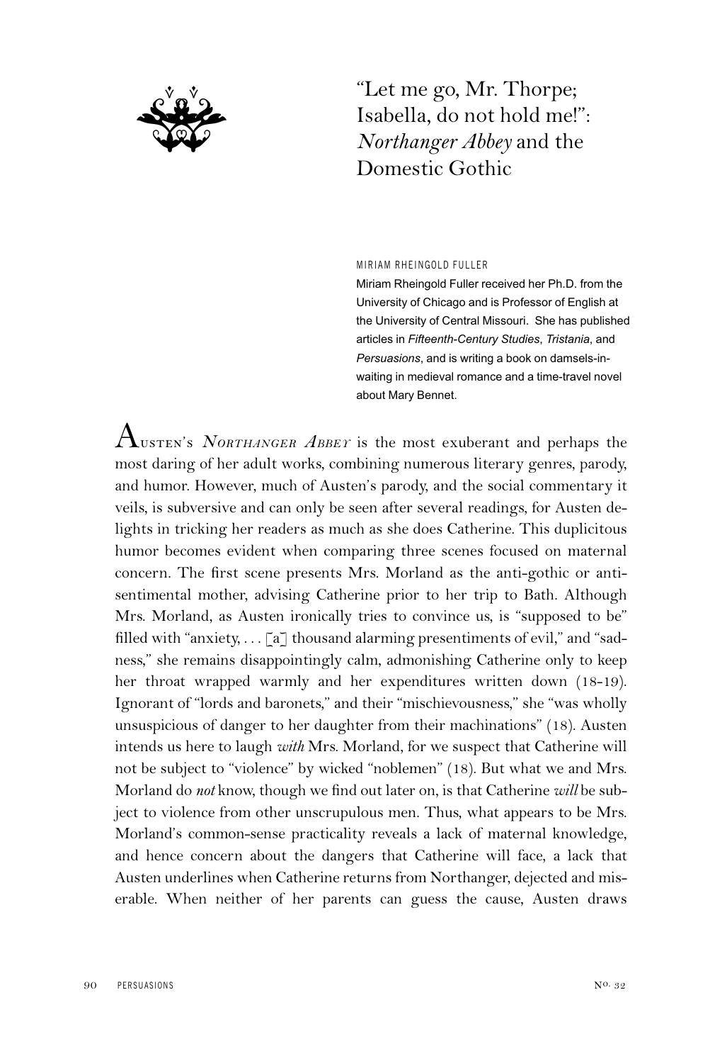# "Let me go, Mr. Thorpe; Isabella, do not hold me!": *Northanger Abbey* and the Domestic Gothic

MIRIAM RHEINGOLD FULLER

Miriam Rheingold Fuller received her Ph.D. from the University of Chicago and is Professor of English at the University of Central Missouri. She has published articles in *Fifteenth-Century Studies*, *Tristania*, and *Persuasions*, and is writing a book on damsels-in-waiting in medieval romance and a time-travel novel about Mary Bennet.

Austen's *Northanger Abbey* is the most exuberant and perhaps the most daring of her adult works, combining numerous literary genres, parody, and humor. However, much of Austen's parody, and the social commentary it veils, is subversive and can only be seen after several readings, for Austen delights in tricking her readers as much as she does Catherine. This duplicitous humor becomes evident when comparing three scenes focused on maternal concern. The first scene presents Mrs. Morland as the anti-gothic or anti-sentimental mother, advising Catherine prior to her trip to Bath. Although Mrs. Morland, as Austen ironically tries to convince us, is "supposed to be" filled with "anxiety, . . . [a] thousand alarming presentiments of evil," and "sadness," she remains disappointingly calm, admonishing Catherine only to keep her throat wrapped warmly and her expenditures written down (18-19). Ignorant of "lords and baronets," and their "mischievousness," she "was wholly unsuspicious of danger to her daughter from their machinations" (18). Austen intends us here to laugh *with* Mrs. Morland, for we suspect that Catherine will not be subject to "violence" by wicked "noblemen" (18). But what we and Mrs. Morland do *not* know, though we find out later on, is that Catherine *will* be subject to violence from other unscrupulous men. Thus, what appears to be Mrs. Morland's common-sense practicality reveals a lack of maternal knowledge, and hence concern about the dangers that Catherine will face, a lack that Austen underlines when Catherine returns from Northanger, dejected and miserable. When neither of her parents can guess the cause, Austen draws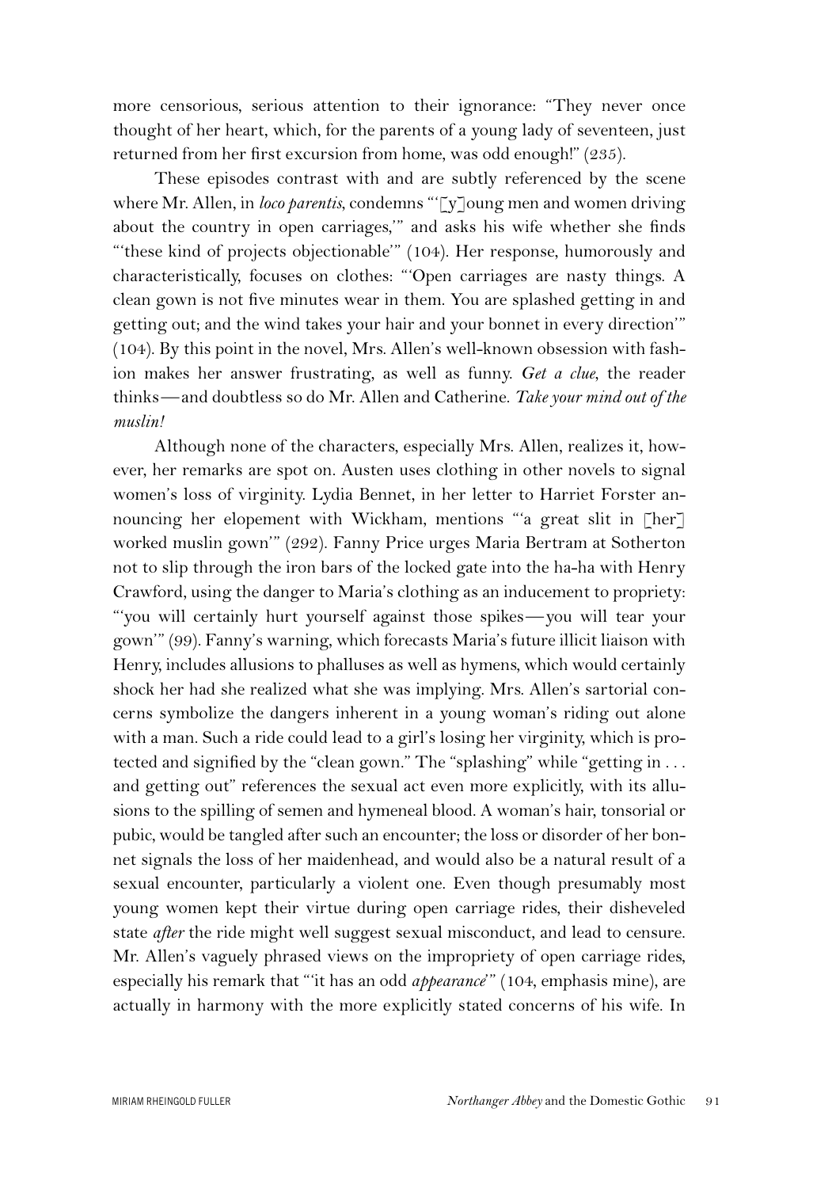more censorious, serious attention to their ignorance: "They never once thought of her heart, which, for the parents of a young lady of seventeen, just returned from her first excursion from home, was odd enough!" (235).

These episodes contrast with and are subtly referenced by the scene where Mr. Allen, in *loco parentis*, condemns "'[y]oung men and women driving about the country in open carriages,'" and asks his wife whether she finds "'these kind of projects objectionable'" (104). Her response, humorously and characteristically, focuses on clothes: "'Open carriages are nasty things. A clean gown is not five minutes wear in them. You are splashed getting in and getting out; and the wind takes your hair and your bonnet in every direction'" (104). By this point in the novel, Mrs. Allen's well-known obsession with fashion makes her answer frustrating, as well as funny. *Get a clue*, the reader thinks—and doubtless so do Mr. Allen and Catherine. *Take your mind out of the muslin!*

Although none of the characters, especially Mrs. Allen, realizes it, however, her remarks are spot on. Austen uses clothing in other novels to signal women's loss of virginity. Lydia Bennet, in her letter to Harriet Forster announcing her elopement with Wickham, mentions "'a great slit in [her] worked muslin gown'" (292). Fanny Price urges Maria Bertram at Sotherton not to slip through the iron bars of the locked gate into the ha-ha with Henry Crawford, using the danger to Maria's clothing as an inducement to propriety: "'you will certainly hurt yourself against those spikes—you will tear your gown'" (99). Fanny's warning, which forecasts Maria's future illicit liaison with Henry, includes allusions to phalluses as well as hymens, which would certainly shock her had she realized what she was implying. Mrs. Allen's sartorial concerns symbolize the dangers inherent in a young woman's riding out alone with a man. Such a ride could lead to a girl's losing her virginity, which is protected and signified by the "clean gown." The "splashing" while "getting in . . . and getting out" references the sexual act even more explicitly, with its allusions to the spilling of semen and hymeneal blood. A woman's hair, tonsorial or pubic, would be tangled after such an encounter; the loss or disorder of her bonnet signals the loss of her maidenhead, and would also be a natural result of a sexual encounter, particularly a violent one. Even though presumably most young women kept their virtue during open carriage rides, their disheveled state *after* the ride might well suggest sexual misconduct, and lead to censure. Mr. Allen's vaguely phrased views on the impropriety of open carriage rides, especially his remark that "'it has an odd *appearance*'" (104, emphasis mine), are actually in harmony with the more explicitly stated concerns of his wife. In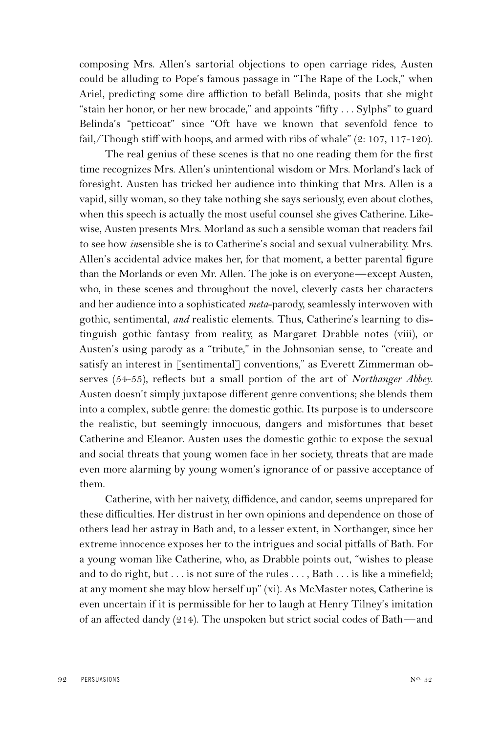composing Mrs. Allen's sartorial objections to open carriage rides, Austen could be alluding to Pope's famous passage in "The Rape of the Lock," when Ariel, predicting some dire affliction to befall Belinda, posits that she might "stain her honor, or her new brocade," and appoints "fifty . . . Sylphs" to guard Belinda's "petticoat" since "Oft have we known that sevenfold fence to fail,/Though stiff with hoops, and armed with ribs of whale" (2: 107, 117-120).

The real genius of these scenes is that no one reading them for the first time recognizes Mrs. Allen's unintentional wisdom or Mrs. Morland's lack of foresight. Austen has tricked her audience into thinking that Mrs. Allen is a vapid, silly woman, so they take nothing she says seriously, even about clothes, when this speech is actually the most useful counsel she gives Catherine. Likewise, Austen presents Mrs. Morland as such a sensible woman that readers fail to see how *in*sensible she is to Catherine's social and sexual vulnerability. Mrs. Allen's accidental advice makes her, for that moment, a better parental figure than the Morlands or even Mr. Allen. The joke is on everyone—except Austen, who, in these scenes and throughout the novel, cleverly casts her characters and her audience into a sophisticated *meta*-parody, seamlessly interwoven with gothic, sentimental, *and* realistic elements. Thus, Catherine's learning to distinguish gothic fantasy from reality, as Margaret Drabble notes (viii), or Austen's using parody as a "tribute," in the Johnsonian sense, to "create and satisfy an interest in [sentimental] conventions," as Everett Zimmerman observes (54-55), reflects but a small portion of the art of *Northanger Abbey*. Austen doesn't simply juxtapose different genre conventions; she blends them into a complex, subtle genre: the domestic gothic. Its purpose is to underscore the realistic, but seemingly innocuous, dangers and misfortunes that beset Catherine and Eleanor. Austen uses the domestic gothic to expose the sexual and social threats that young women face in her society, threats that are made even more alarming by young women's ignorance of or passive acceptance of them.

Catherine, with her naivety, diffidence, and candor, seems unprepared for these difficulties. Her distrust in her own opinions and dependence on those of others lead her astray in Bath and, to a lesser extent, in Northanger, since her extreme innocence exposes her to the intrigues and social pitfalls of Bath. For a young woman like Catherine, who, as Drabble points out, "wishes to please and to do right, but . . . is not sure of the rules . . . , Bath . . . is like a minefield; at any moment she may blow herself up" (xi). As McMaster notes, Catherine is even uncertain if it is permissible for her to laugh at Henry Tilney's imitation of an affected dandy (214). The unspoken but strict social codes of Bath—and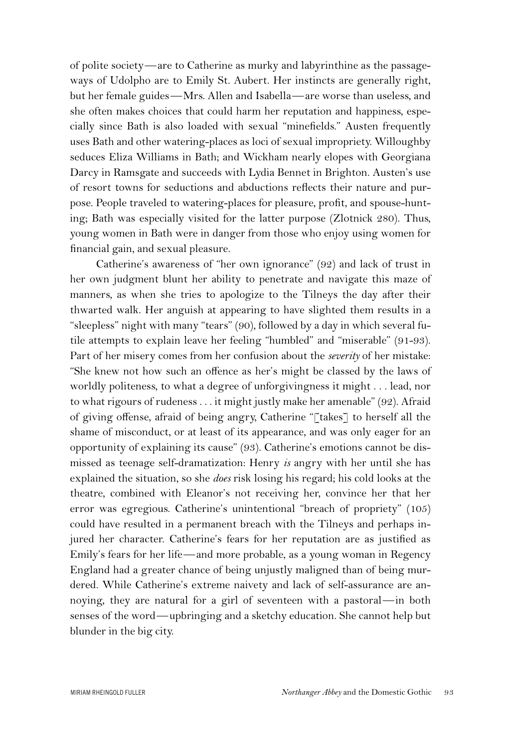of polite society—are to Catherine as murky and labyrinthine as the passageways of Udolpho are to Emily St. Aubert. Her instincts are generally right, but her female guides—Mrs. Allen and Isabella—are worse than useless, and she often makes choices that could harm her reputation and happiness, especially since Bath is also loaded with sexual "minefields." Austen frequently uses Bath and other watering-places as loci of sexual impropriety. Willoughby seduces Eliza Williams in Bath; and Wickham nearly elopes with Georgiana Darcy in Ramsgate and succeeds with Lydia Bennet in Brighton. Austen's use of resort towns for seductions and abductions reflects their nature and purpose. People traveled to watering-places for pleasure, profit, and spouse-hunting; Bath was especially visited for the latter purpose (Zlotnick 280). Thus, young women in Bath were in danger from those who enjoy using women for financial gain, and sexual pleasure.

Catherine's awareness of "her own ignorance" (92) and lack of trust in her own judgment blunt her ability to penetrate and navigate this maze of manners, as when she tries to apologize to the Tilneys the day after their thwarted walk. Her anguish at appearing to have slighted them results in a "sleepless" night with many "tears" (90), followed by a day in which several futile attempts to explain leave her feeling "humbled" and "miserable" (91-93). Part of her misery comes from her confusion about the *severity* of her mistake: "She knew not how such an offence as her's might be classed by the laws of worldly politeness, to what a degree of unforgivingness it might . . . lead, nor to what rigours of rudeness . . . it might justly make her amenable" (92). Afraid of giving offense, afraid of being angry, Catherine "[takes] to herself all the shame of misconduct, or at least of its appearance, and was only eager for an opportunity of explaining its cause" (93). Catherine's emotions cannot be dismissed as teenage self-dramatization: Henry *is* angry with her until she has explained the situation, so she *does* risk losing his regard; his cold looks at the theatre, combined with Eleanor's not receiving her, convince her that her error was egregious. Catherine's unintentional "breach of propriety" (105) could have resulted in a permanent breach with the Tilneys and perhaps injured her character. Catherine's fears for her reputation are as justified as Emily's fears for her life—and more probable, as a young woman in Regency England had a greater chance of being unjustly maligned than of being murdered. While Catherine's extreme naivety and lack of self-assurance are annoying, they are natural for a girl of seventeen with a pastoral—in both senses of the word—upbringing and a sketchy education. She cannot help but blunder in the big city.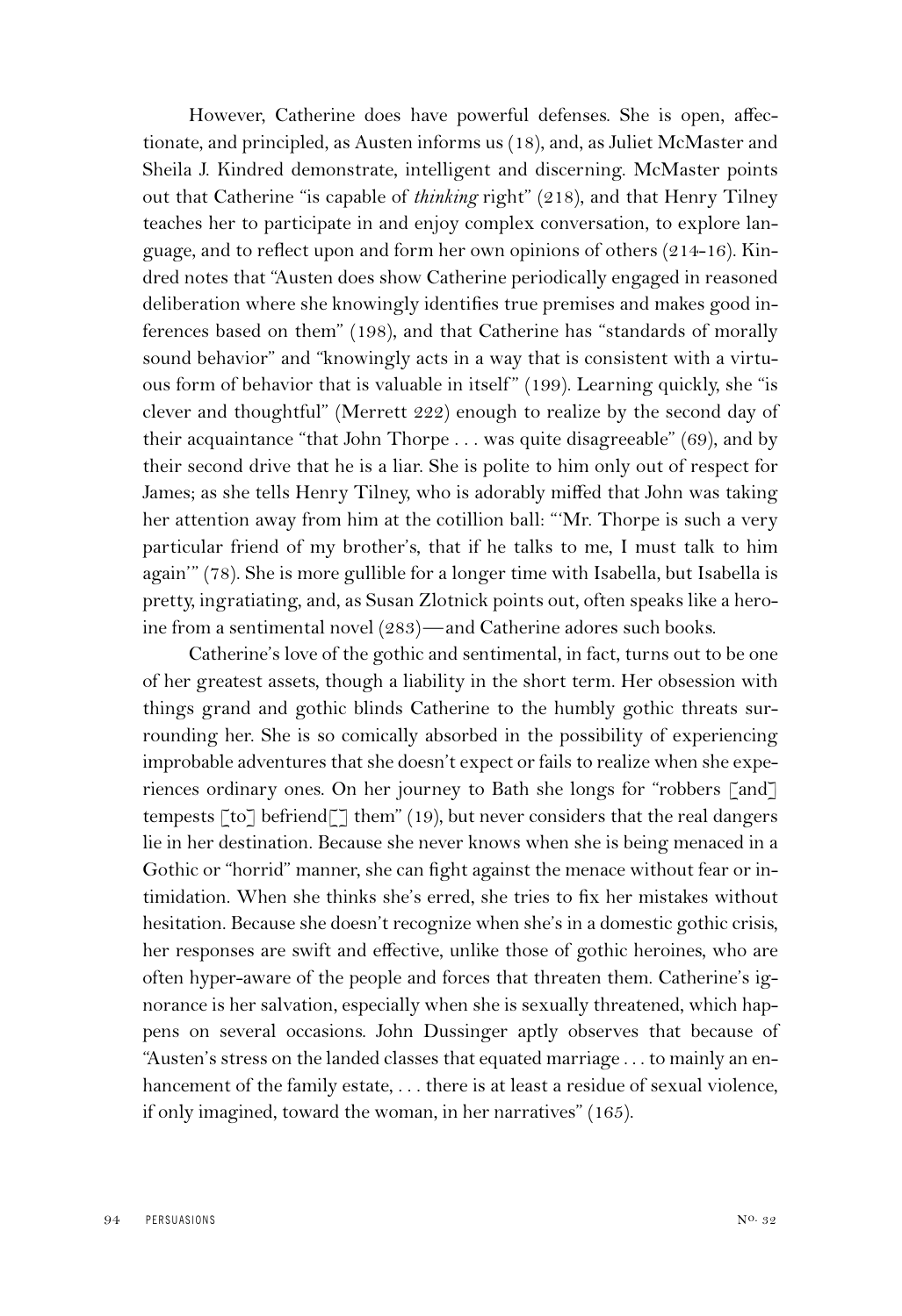However, Catherine does have powerful defenses. She is open, affectionate, and principled, as Austen informs us (18), and, as Juliet McMaster and Sheila J. Kindred demonstrate, intelligent and discerning. McMaster points out that Catherine "is capable of *thinking* right" (218), and that Henry Tilney teaches her to participate in and enjoy complex conversation, to explore language, and to reflect upon and form her own opinions of others (214–16). Kindred notes that "Austen does show Catherine periodically engaged in reasoned deliberation where she knowingly identifies true premises and makes good inferences based on them" (198), and that Catherine has "standards of morally sound behavior" and "knowingly acts in a way that is consistent with a virtuous form of behavior that is valuable in itself" (199). Learning quickly, she "is clever and thoughtful" (Merrett 222) enough to realize by the second day of their acquaintance "that John Thorpe . . . was quite disagreeable" (69), and by their second drive that he is a liar. She is polite to him only out of respect for James; as she tells Henry Tilney, who is adorably miffed that John was taking her attention away from him at the cotillion ball: "'Mr. Thorpe is such a very particular friend of my brother's, that if he talks to me, I must talk to him again'" (78). She is more gullible for a longer time with Isabella, but Isabella is pretty, ingratiating, and, as Susan Zlotnick points out, often speaks like a heroine from a sentimental novel (283)—and Catherine adores such books.

Catherine's love of the gothic and sentimental, in fact, turns out to be one of her greatest assets, though a liability in the short term. Her obsession with things grand and gothic blinds Catherine to the humbly gothic threats surrounding her. She is so comically absorbed in the possibility of experiencing improbable adventures that she doesn't expect or fails to realize when she experiences ordinary ones. On her journey to Bath she longs for "robbers [and] tempests [to] befriend[ ] them" (19), but never considers that the real dangers lie in her destination. Because she never knows when she is being menaced in a Gothic or "horrid" manner, she can fight against the menace without fear or intimidation. When she thinks she's erred, she tries to fix her mistakes without hesitation. Because she doesn't recognize when she's in a domestic gothic crisis, her responses are swift and effective, unlike those of gothic heroines, who are often hyper-aware of the people and forces that threaten them. Catherine's ignorance is her salvation, especially when she is sexually threatened, which happens on several occasions. John Dussinger aptly observes that because of "Austen's stress on the landed classes that equated marriage . . . to mainly an enhancement of the family estate, . . . there is at least a residue of sexual violence, if only imagined, toward the woman, in her narratives" (165).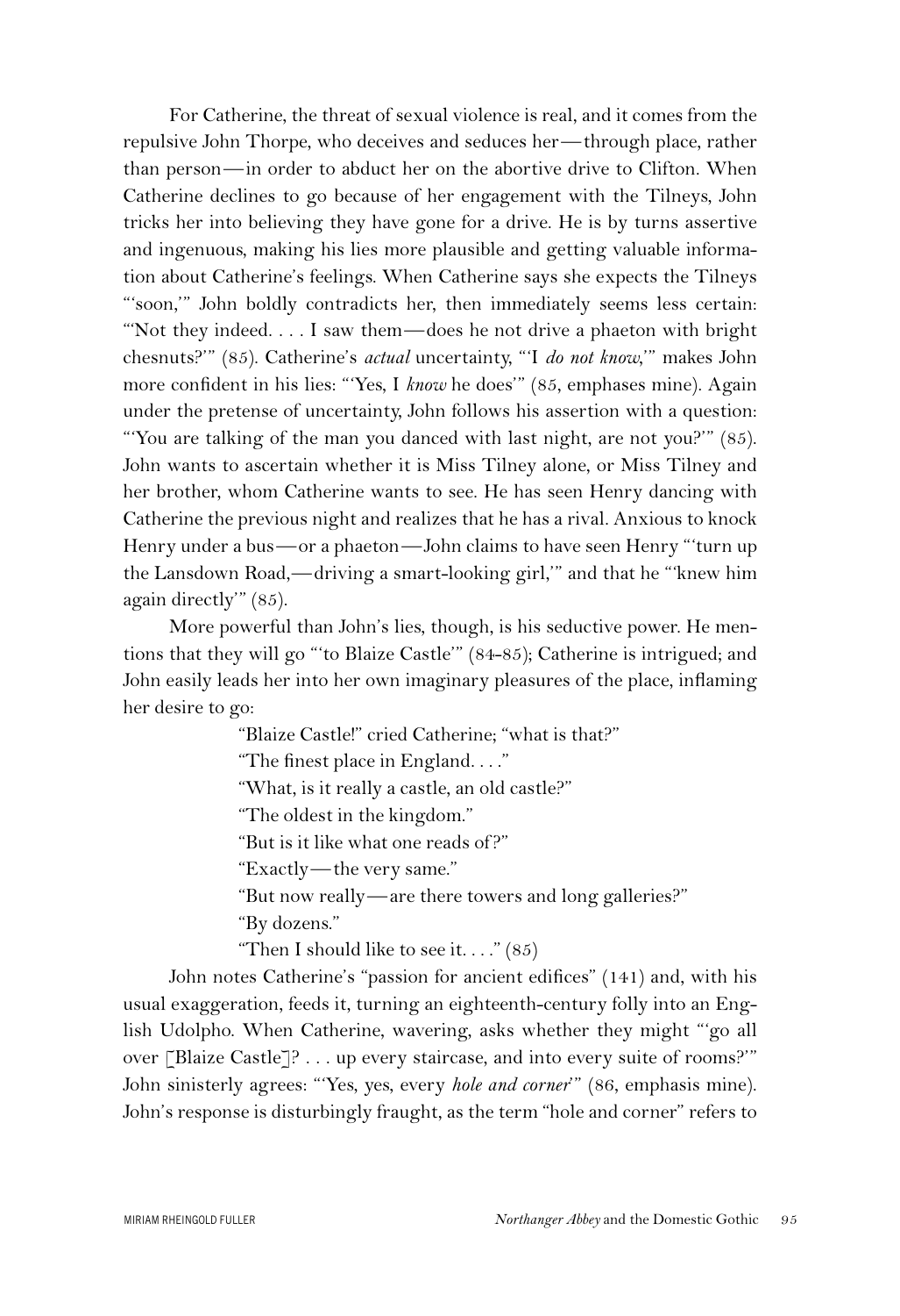For Catherine, the threat of sexual violence is real, and it comes from the repulsive John Thorpe, who deceives and seduces her—through place, rather than person—in order to abduct her on the abortive drive to Clifton. When Catherine declines to go because of her engagement with the Tilneys, John tricks her into believing they have gone for a drive. He is by turns assertive and ingenuous, making his lies more plausible and getting valuable information about Catherine's feelings. When Catherine says she expects the Tilneys "'soon,'" John boldly contradicts her, then immediately seems less certain: "'Not they indeed. . . . I saw them—does he not drive a phaeton with bright chesnuts?'" (85). Catherine's *actual* uncertainty, "'I *do not know*,'" makes John more confident in his lies: "'Yes, I *know* he does'" (85, emphases mine). Again under the pretense of uncertainty, John follows his assertion with a question: "'You are talking of the man you danced with last night, are not you?'" (85). John wants to ascertain whether it is Miss Tilney alone, or Miss Tilney and her brother, whom Catherine wants to see. He has seen Henry dancing with Catherine the previous night and realizes that he has a rival. Anxious to knock Henry under a bus—or a phaeton—John claims to have seen Henry "'turn up the Lansdown Road,—driving a smart-looking girl,'" and that he "'knew him again directly'" (85).

More powerful than John's lies, though, is his seductive power. He mentions that they will go "'to Blaize Castle'" (84–85); Catherine is intrigued; and John easily leads her into her own imaginary pleasures of the place, inflaming her desire to go:

> "Blaize Castle!" cried Catherine; "what is that?"
> "The finest place in England. . . ."
> "What, is it really a castle, an old castle?"
> "The oldest in the kingdom."
> "But is it like what one reads of?"
> "Exactly—the very same."
> "But now really—are there towers and long galleries?"
> "By dozens."
> "Then I should like to see it. . . ." (85)

John notes Catherine's "passion for ancient edifices" (141) and, with his usual exaggeration, feeds it, turning an eighteenth-century folly into an English Udolpho. When Catherine, wavering, asks whether they might "'go all over [Blaize Castle]? . . . up every staircase, and into every suite of rooms?'" John sinisterly agrees: "'Yes, yes, every *hole and corner*'" (86, emphasis mine). John's response is disturbingly fraught, as the term "hole and corner" refers to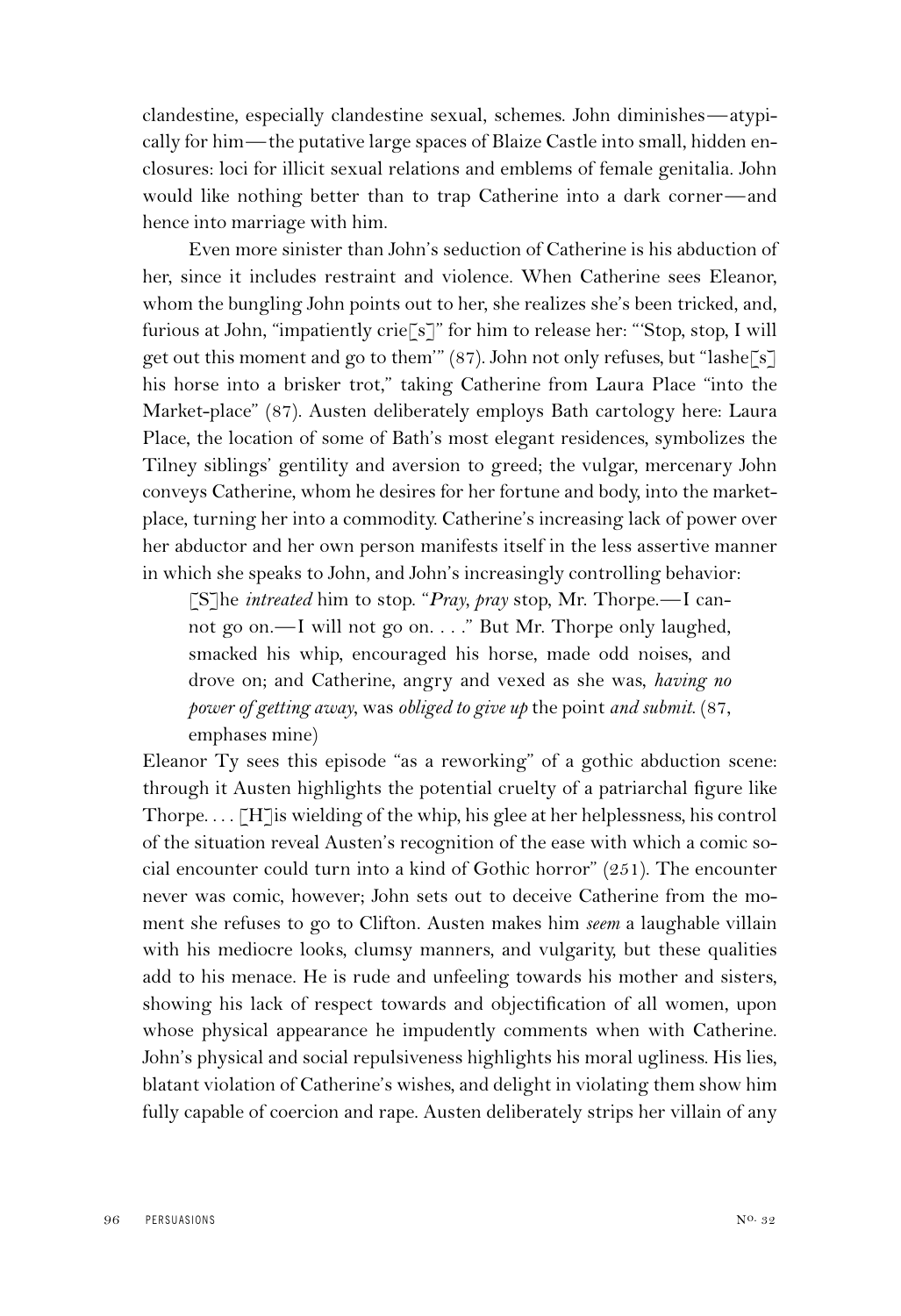clandestine, especially clandestine sexual, schemes. John diminishes—atypically for him—the putative large spaces of Blaize Castle into small, hidden enclosures: loci for illicit sexual relations and emblems of female genitalia. John would like nothing better than to trap Catherine into a dark corner—and hence into marriage with him.

Even more sinister than John's seduction of Catherine is his abduction of her, since it includes restraint and violence. When Catherine sees Eleanor, whom the bungling John points out to her, she realizes she's been tricked, and, furious at John, "impatiently crie[s]" for him to release her: "'Stop, stop, I will get out this moment and go to them'" (87). John not only refuses, but "lashe[s] his horse into a brisker trot," taking Catherine from Laura Place "into the Market-place" (87). Austen deliberately employs Bath cartology here: Laura Place, the location of some of Bath's most elegant residences, symbolizes the Tilney siblings' gentility and aversion to greed; the vulgar, mercenary John conveys Catherine, whom he desires for her fortune and body, into the marketplace, turning her into a commodity. Catherine's increasing lack of power over her abductor and her own person manifests itself in the less assertive manner in which she speaks to John, and John's increasingly controlling behavior:

> [S]he *intreated* him to stop. "*Pray, pray* stop, Mr. Thorpe.—I cannot go on.—I will not go on. . . ." But Mr. Thorpe only laughed, smacked his whip, encouraged his horse, made odd noises, and drove on; and Catherine, angry and vexed as she was, *having no power of getting away*, was *obliged to give up* the point *and submit*. (87, emphases mine)

Eleanor Ty sees this episode "as a reworking" of a gothic abduction scene: through it Austen highlights the potential cruelty of a patriarchal figure like Thorpe. . . . [H]is wielding of the whip, his glee at her helplessness, his control of the situation reveal Austen's recognition of the ease with which a comic social encounter could turn into a kind of Gothic horror" (251). The encounter never was comic, however; John sets out to deceive Catherine from the moment she refuses to go to Clifton. Austen makes him *seem* a laughable villain with his mediocre looks, clumsy manners, and vulgarity, but these qualities add to his menace. He is rude and unfeeling towards his mother and sisters, showing his lack of respect towards and objectification of all women, upon whose physical appearance he impudently comments when with Catherine. John's physical and social repulsiveness highlights his moral ugliness. His lies, blatant violation of Catherine's wishes, and delight in violating them show him fully capable of coercion and rape. Austen deliberately strips her villain of any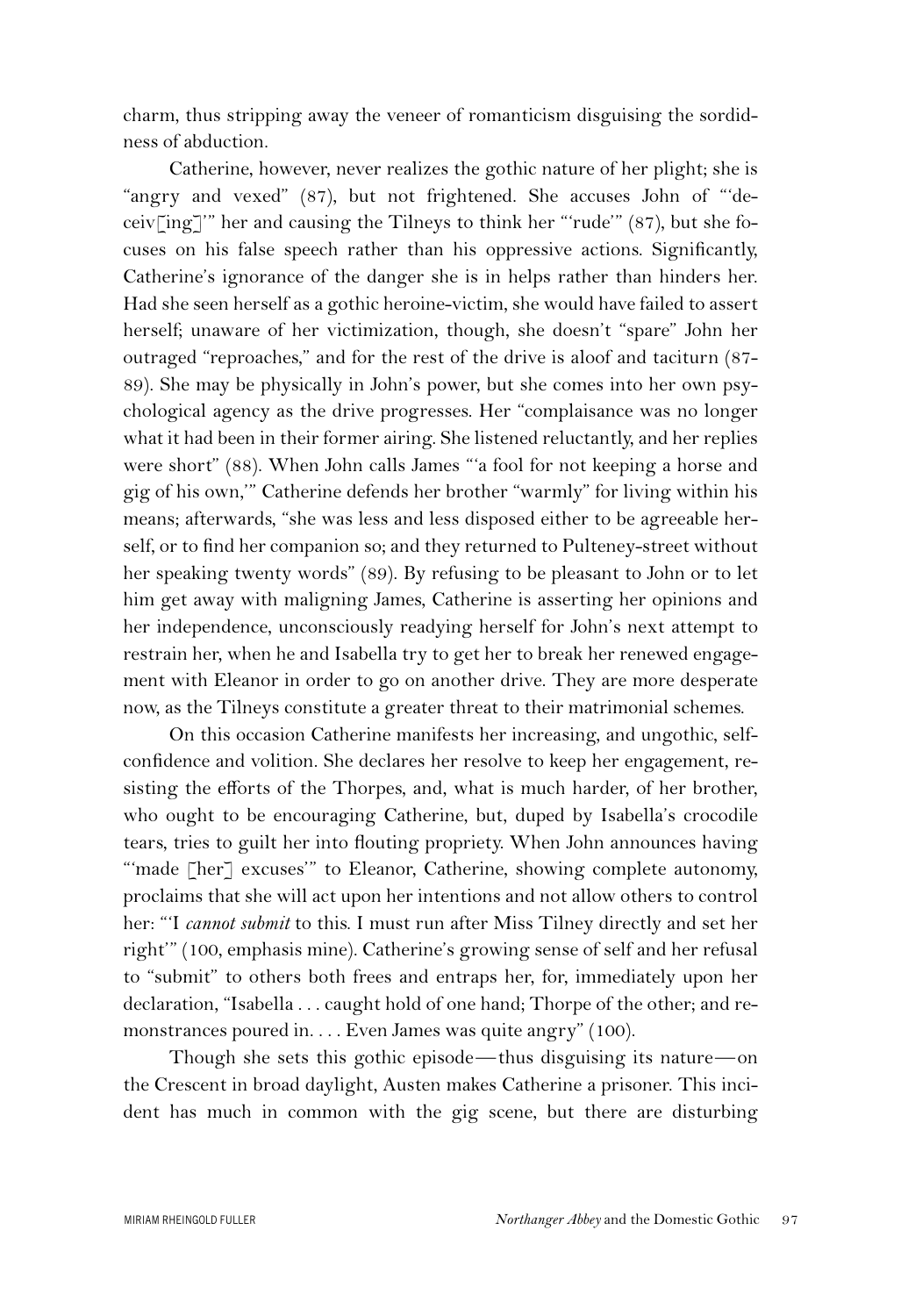charm, thus stripping away the veneer of romanticism disguising the sordidness of abduction.

Catherine, however, never realizes the gothic nature of her plight; she is "angry and vexed" (87), but not frightened. She accuses John of "'deceiv[ing]'" her and causing the Tilneys to think her "'rude'" (87), but she focuses on his false speech rather than his oppressive actions. Significantly, Catherine's ignorance of the danger she is in helps rather than hinders her. Had she seen herself as a gothic heroine-victim, she would have failed to assert herself; unaware of her victimization, though, she doesn't "spare" John her outraged "reproaches," and for the rest of the drive is aloof and taciturn (87-89). She may be physically in John's power, but she comes into her own psychological agency as the drive progresses. Her "complaisance was no longer what it had been in their former airing. She listened reluctantly, and her replies were short" (88). When John calls James "'a fool for not keeping a horse and gig of his own,'" Catherine defends her brother "warmly" for living within his means; afterwards, "she was less and less disposed either to be agreeable herself, or to find her companion so; and they returned to Pulteney-street without her speaking twenty words" (89). By refusing to be pleasant to John or to let him get away with maligning James, Catherine is asserting her opinions and her independence, unconsciously readying herself for John's next attempt to restrain her, when he and Isabella try to get her to break her renewed engagement with Eleanor in order to go on another drive. They are more desperate now, as the Tilneys constitute a greater threat to their matrimonial schemes.

On this occasion Catherine manifests her increasing, and ungothic, self-confidence and volition. She declares her resolve to keep her engagement, resisting the efforts of the Thorpes, and, what is much harder, of her brother, who ought to be encouraging Catherine, but, duped by Isabella's crocodile tears, tries to guilt her into flouting propriety. When John announces having "'made [her] excuses'" to Eleanor, Catherine, showing complete autonomy, proclaims that she will act upon her intentions and not allow others to control her: "'I *cannot submit* to this. I must run after Miss Tilney directly and set her right'" (100, emphasis mine). Catherine's growing sense of self and her refusal to "submit" to others both frees and entraps her, for, immediately upon her declaration, "Isabella . . . caught hold of one hand; Thorpe of the other; and remonstrances poured in. . . . Even James was quite angry" (100).

Though she sets this gothic episode—thus disguising its nature—on the Crescent in broad daylight, Austen makes Catherine a prisoner. This incident has much in common with the gig scene, but there are disturbing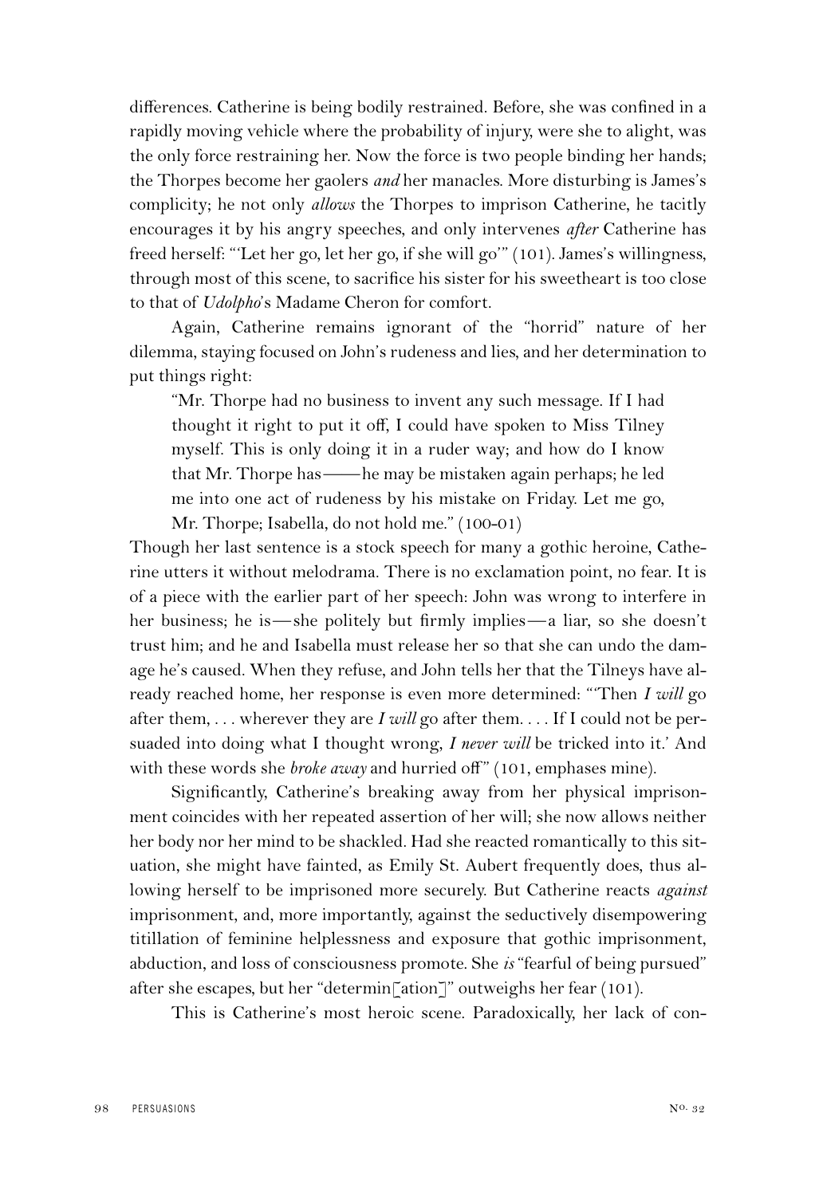differences. Catherine is being bodily restrained. Before, she was confined in a rapidly moving vehicle where the probability of injury, were she to alight, was the only force restraining her. Now the force is two people binding her hands; the Thorpes become her gaolers *and* her manacles. More disturbing is James's complicity; he not only *allows* the Thorpes to imprison Catherine, he tacitly encourages it by his angry speeches, and only intervenes *after* Catherine has freed herself: "'Let her go, let her go, if she will go'" (101). James's willingness, through most of this scene, to sacrifice his sister for his sweetheart is too close to that of *Udolpho*'s Madame Cheron for comfort.

Again, Catherine remains ignorant of the "horrid" nature of her dilemma, staying focused on John's rudeness and lies, and her determination to put things right:

> "Mr. Thorpe had no business to invent any such message. If I had thought it right to put it off, I could have spoken to Miss Tilney myself. This is only doing it in a ruder way; and how do I know that Mr. Thorpe has——he may be mistaken again perhaps; he led me into one act of rudeness by his mistake on Friday. Let me go, Mr. Thorpe; Isabella, do not hold me." (100-01)

Though her last sentence is a stock speech for many a gothic heroine, Catherine utters it without melodrama. There is no exclamation point, no fear. It is of a piece with the earlier part of her speech: John was wrong to interfere in her business; he is—she politely but firmly implies—a liar, so she doesn't trust him; and he and Isabella must release her so that she can undo the damage he's caused. When they refuse, and John tells her that the Tilneys have already reached home, her response is even more determined: "'Then *I will* go after them, . . . wherever they are *I will* go after them. . . . If I could not be persuaded into doing what I thought wrong, *I never will* be tricked into it.' And with these words she *broke away* and hurried off" (101, emphases mine).

Significantly, Catherine's breaking away from her physical imprisonment coincides with her repeated assertion of her will; she now allows neither her body nor her mind to be shackled. Had she reacted romantically to this situation, she might have fainted, as Emily St. Aubert frequently does, thus allowing herself to be imprisoned more securely. But Catherine reacts *against* imprisonment, and, more importantly, against the seductively disempowering titillation of feminine helplessness and exposure that gothic imprisonment, abduction, and loss of consciousness promote. She *is* "fearful of being pursued" after she escapes, but her "determin[ation]" outweighs her fear (101).

This is Catherine's most heroic scene. Paradoxically, her lack of con-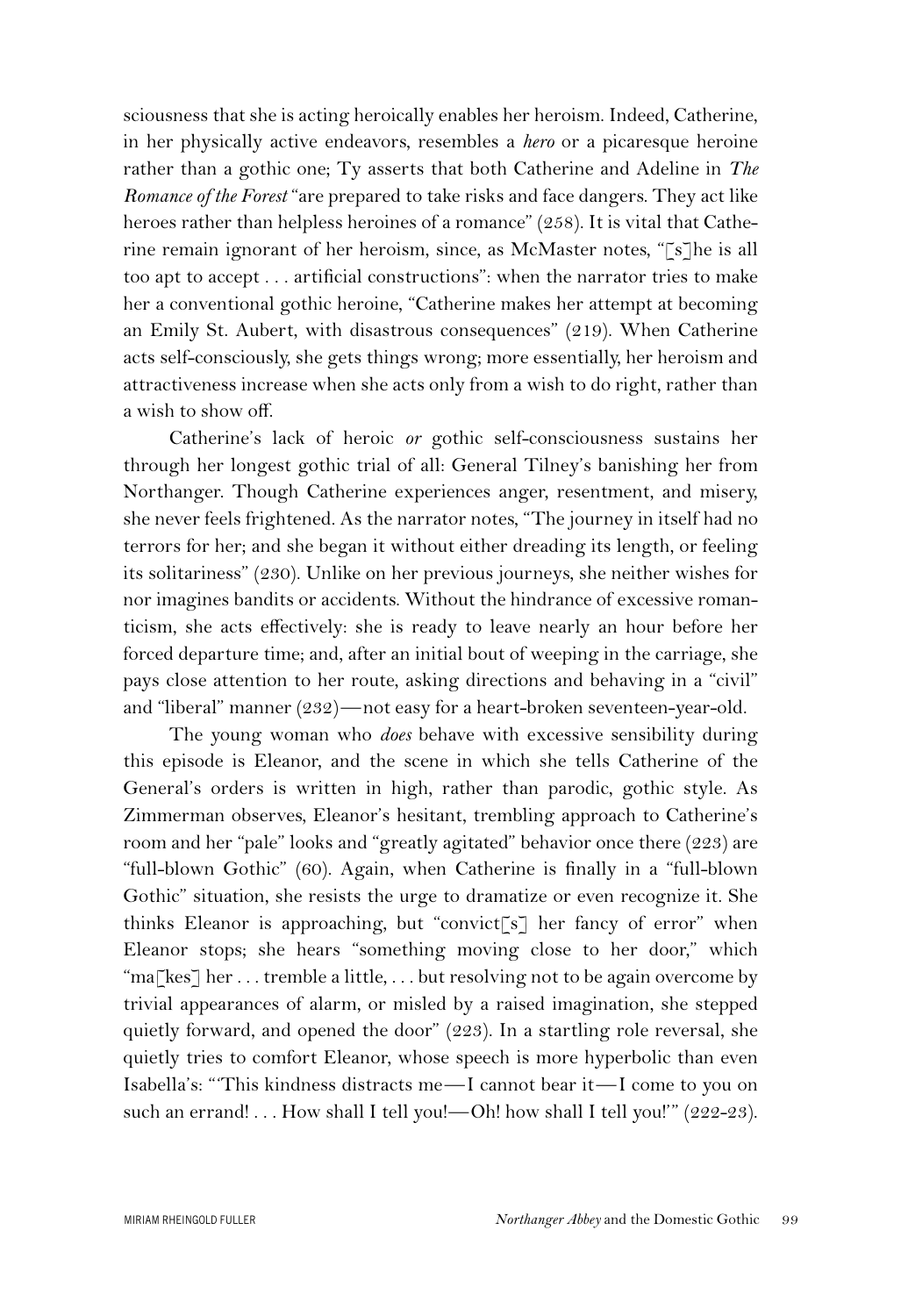sciousness that she is acting heroically enables her heroism. Indeed, Catherine, in her physically active endeavors, resembles a *hero* or a picaresque heroine rather than a gothic one; Ty asserts that both Catherine and Adeline in *The Romance of the Forest* "are prepared to take risks and face dangers. They act like heroes rather than helpless heroines of a romance" (258). It is vital that Catherine remain ignorant of her heroism, since, as McMaster notes, "[s]he is all too apt to accept . . . artificial constructions": when the narrator tries to make her a conventional gothic heroine, "Catherine makes her attempt at becoming an Emily St. Aubert, with disastrous consequences" (219). When Catherine acts self-consciously, she gets things wrong; more essentially, her heroism and attractiveness increase when she acts only from a wish to do right, rather than a wish to show off.

Catherine's lack of heroic *or* gothic self-consciousness sustains her through her longest gothic trial of all: General Tilney's banishing her from Northanger. Though Catherine experiences anger, resentment, and misery, she never feels frightened. As the narrator notes, "The journey in itself had no terrors for her; and she began it without either dreading its length, or feeling its solitariness" (230). Unlike on her previous journeys, she neither wishes for nor imagines bandits or accidents. Without the hindrance of excessive romanticism, she acts effectively: she is ready to leave nearly an hour before her forced departure time; and, after an initial bout of weeping in the carriage, she pays close attention to her route, asking directions and behaving in a "civil" and "liberal" manner (232)—not easy for a heart-broken seventeen-year-old.

The young woman who *does* behave with excessive sensibility during this episode is Eleanor, and the scene in which she tells Catherine of the General's orders is written in high, rather than parodic, gothic style. As Zimmerman observes, Eleanor's hesitant, trembling approach to Catherine's room and her "pale" looks and "greatly agitated" behavior once there (223) are "full-blown Gothic" (60). Again, when Catherine is finally in a "full-blown Gothic" situation, she resists the urge to dramatize or even recognize it. She thinks Eleanor is approaching, but "convict[s] her fancy of error" when Eleanor stops; she hears "something moving close to her door," which "ma[kes] her . . . tremble a little, . . . but resolving not to be again overcome by trivial appearances of alarm, or misled by a raised imagination, she stepped quietly forward, and opened the door" (223). In a startling role reversal, she quietly tries to comfort Eleanor, whose speech is more hyperbolic than even Isabella's: "'This kindness distracts me—I cannot bear it—I come to you on such an errand! . . . How shall I tell you!—Oh! how shall I tell you!'" (222-23).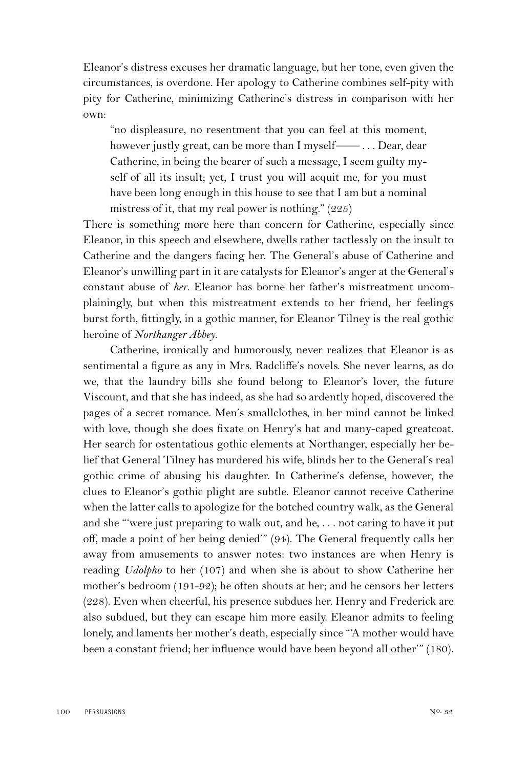Eleanor's distress excuses her dramatic language, but her tone, even given the circumstances, is overdone. Her apology to Catherine combines self-pity with pity for Catherine, minimizing Catherine's distress in comparison with her own:

> "no displeasure, no resentment that you can feel at this moment, however justly great, can be more than I myself—— . . . Dear, dear Catherine, in being the bearer of such a message, I seem guilty myself of all its insult; yet, I trust you will acquit me, for you must have been long enough in this house to see that I am but a nominal mistress of it, that my real power is nothing." (225)

There is something more here than concern for Catherine, especially since Eleanor, in this speech and elsewhere, dwells rather tactlessly on the insult to Catherine and the dangers facing her. The General's abuse of Catherine and Eleanor's unwilling part in it are catalysts for Eleanor's anger at the General's constant abuse of *her*. Eleanor has borne her father's mistreatment uncomplainingly, but when this mistreatment extends to her friend, her feelings burst forth, fittingly, in a gothic manner, for Eleanor Tilney is the real gothic heroine of *Northanger Abbey*.

Catherine, ironically and humorously, never realizes that Eleanor is as sentimental a figure as any in Mrs. Radcliffe's novels. She never learns, as do we, that the laundry bills she found belong to Eleanor's lover, the future Viscount, and that she has indeed, as she had so ardently hoped, discovered the pages of a secret romance. Men's smallclothes, in her mind cannot be linked with love, though she does fixate on Henry's hat and many-caped greatcoat. Her search for ostentatious gothic elements at Northanger, especially her belief that General Tilney has murdered his wife, blinds her to the General's real gothic crime of abusing his daughter. In Catherine's defense, however, the clues to Eleanor's gothic plight are subtle. Eleanor cannot receive Catherine when the latter calls to apologize for the botched country walk, as the General and she "'were just preparing to walk out, and he, . . . not caring to have it put off, made a point of her being denied'" (94). The General frequently calls her away from amusements to answer notes: two instances are when Henry is reading *Udolpho* to her (107) and when she is about to show Catherine her mother's bedroom (191-92); he often shouts at her; and he censors her letters (228). Even when cheerful, his presence subdues her. Henry and Frederick are also subdued, but they can escape him more easily. Eleanor admits to feeling lonely, and laments her mother's death, especially since "'A mother would have been a constant friend; her influence would have been beyond all other'" (180).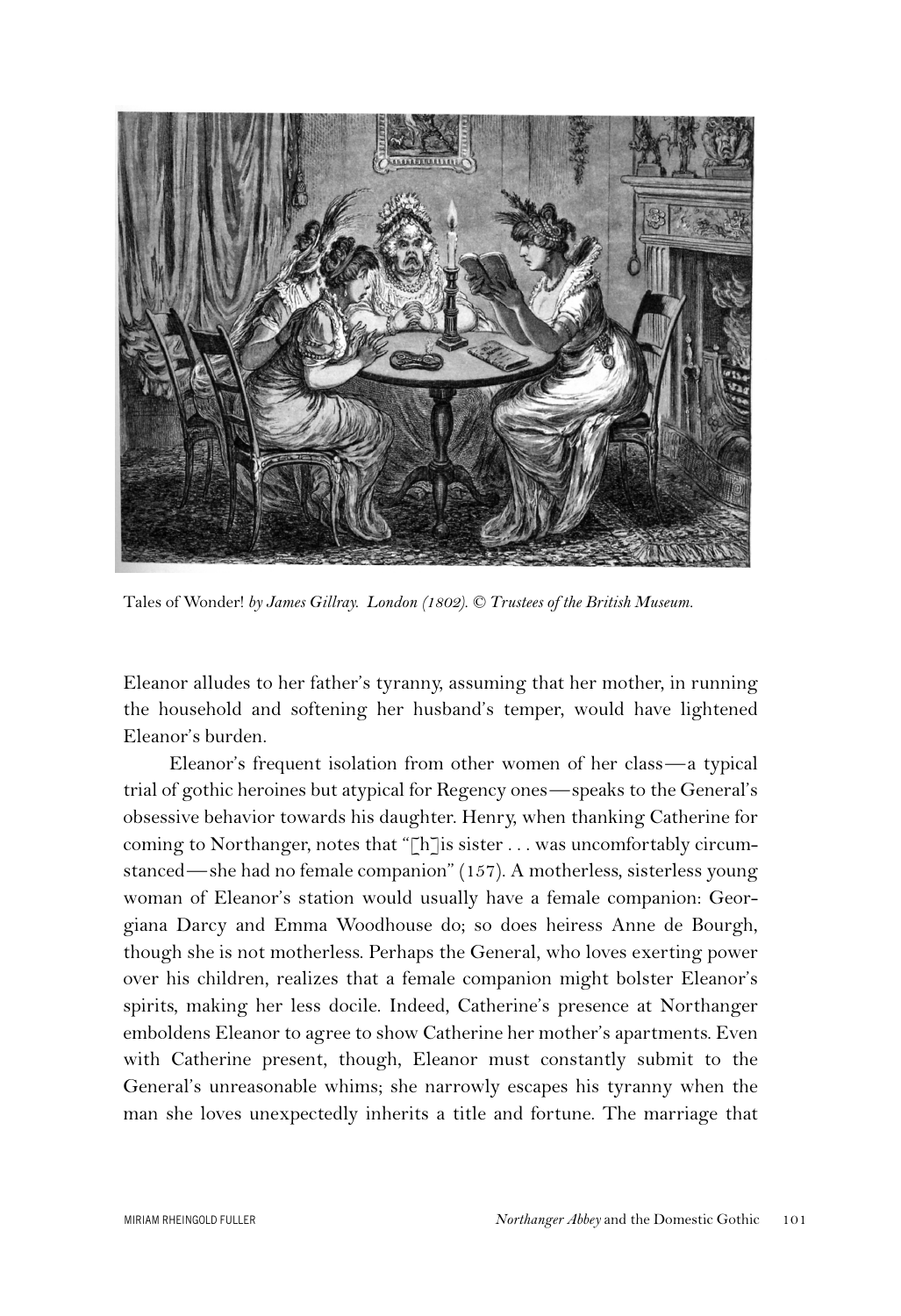*Tales of Wonder! by James Gillray. London (1802). © Trustees of the British Museum.*

Eleanor alludes to her father's tyranny, assuming that her mother, in running the household and softening her husband's temper, would have lightened Eleanor's burden.

Eleanor's frequent isolation from other women of her class—a typical trial of gothic heroines but atypical for Regency ones—speaks to the General's obsessive behavior towards his daughter. Henry, when thanking Catherine for coming to Northanger, notes that "[h]is sister . . . was uncomfortably circumstanced—she had no female companion" (157). A motherless, sisterless young woman of Eleanor's station would usually have a female companion: Georgiana Darcy and Emma Woodhouse do; so does heiress Anne de Bourgh, though she is not motherless. Perhaps the General, who loves exerting power over his children, realizes that a female companion might bolster Eleanor's spirits, making her less docile. Indeed, Catherine's presence at Northanger emboldens Eleanor to agree to show Catherine her mother's apartments. Even with Catherine present, though, Eleanor must constantly submit to the General's unreasonable whims; she narrowly escapes his tyranny when the man she loves unexpectedly inherits a title and fortune. The marriage that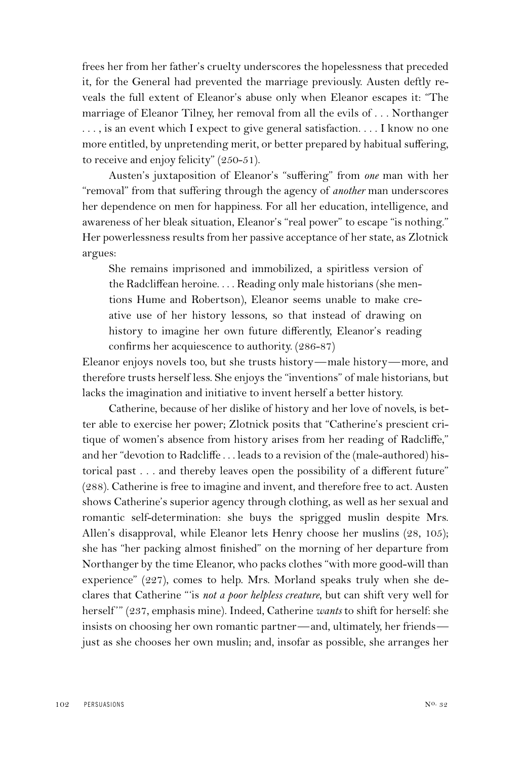frees her from her father's cruelty underscores the hopelessness that preceded it, for the General had prevented the marriage previously. Austen deftly reveals the full extent of Eleanor's abuse only when Eleanor escapes it: "The marriage of Eleanor Tilney, her removal from all the evils of . . . Northanger . . . , is an event which I expect to give general satisfaction. . . . I know no one more entitled, by unpretending merit, or better prepared by habitual suffering, to receive and enjoy felicity" (250-51).

Austen's juxtaposition of Eleanor's "suffering" from *one* man with her "removal" from that suffering through the agency of *another* man underscores her dependence on men for happiness. For all her education, intelligence, and awareness of her bleak situation, Eleanor's "real power" to escape "is nothing." Her powerlessness results from her passive acceptance of her state, as Zlotnick argues:

> She remains imprisoned and immobilized, a spiritless version of the Radcliffean heroine. . . . Reading only male historians (she mentions Hume and Robertson), Eleanor seems unable to make creative use of her history lessons, so that instead of drawing on history to imagine her own future differently, Eleanor's reading confirms her acquiescence to authority. (286-87)

Eleanor enjoys novels too, but she trusts history—male history—more, and therefore trusts herself less. She enjoys the "inventions" of male historians, but lacks the imagination and initiative to invent herself a better history.

Catherine, because of her dislike of history and her love of novels, is better able to exercise her power; Zlotnick posits that "Catherine's prescient critique of women's absence from history arises from her reading of Radcliffe," and her "devotion to Radcliffe . . . leads to a revision of the (male-authored) historical past . . . and thereby leaves open the possibility of a different future" (288). Catherine is free to imagine and invent, and therefore free to act. Austen shows Catherine's superior agency through clothing, as well as her sexual and romantic self-determination: she buys the sprigged muslin despite Mrs. Allen's disapproval, while Eleanor lets Henry choose her muslins (28, 105); she has "her packing almost finished" on the morning of her departure from Northanger by the time Eleanor, who packs clothes "with more good-will than experience" (227), comes to help. Mrs. Morland speaks truly when she declares that Catherine "'is *not a poor helpless creature*, but can shift very well for herself'" (237, emphasis mine). Indeed, Catherine *wants* to shift for herself: she insists on choosing her own romantic partner—and, ultimately, her friends—just as she chooses her own muslin; and, insofar as possible, she arranges her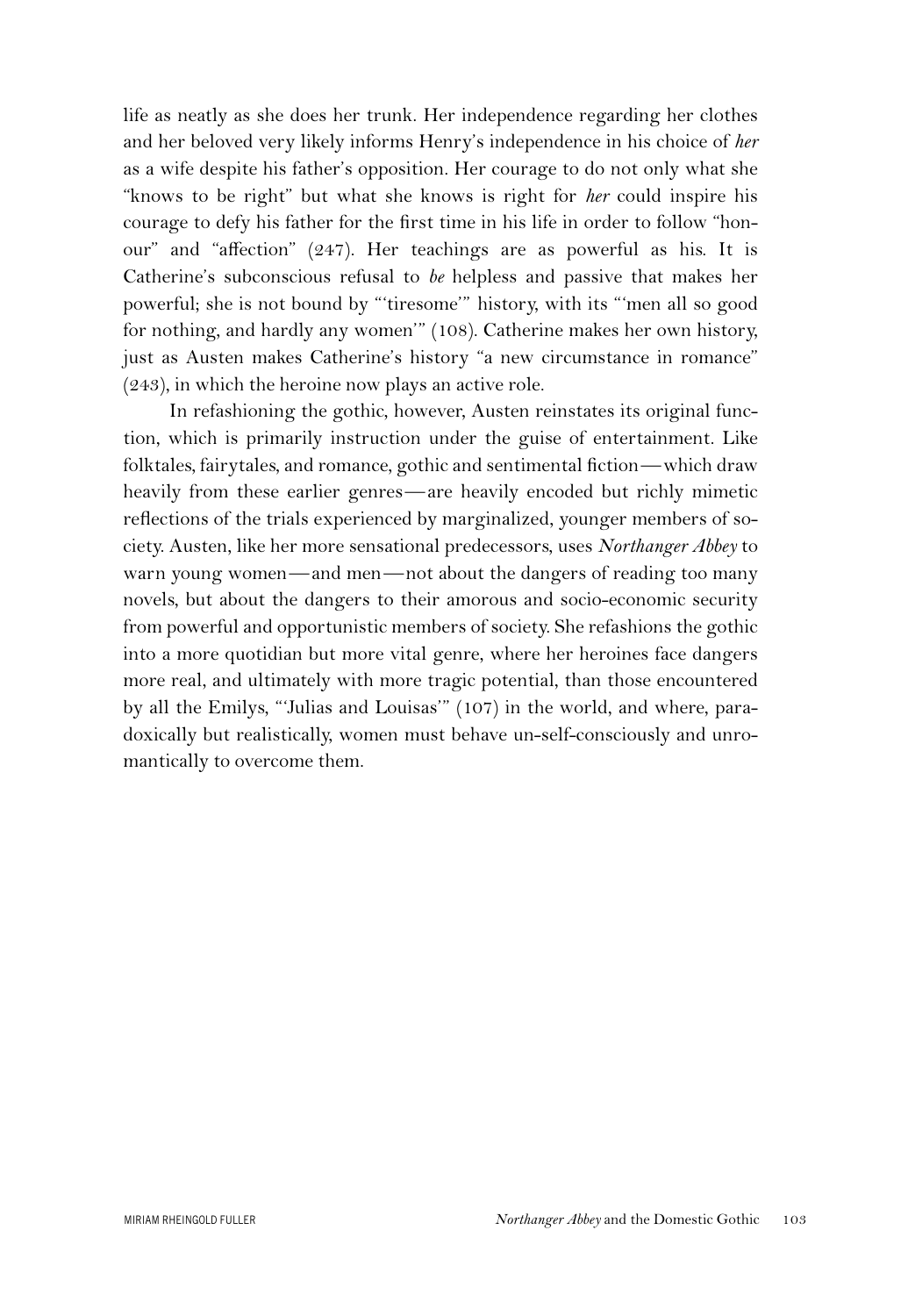life as neatly as she does her trunk. Her independence regarding her clothes and her beloved very likely informs Henry's independence in his choice of *her* as a wife despite his father's opposition. Her courage to do not only what she "knows to be right" but what she knows is right for *her* could inspire his courage to defy his father for the first time in his life in order to follow "honour" and "affection" (247). Her teachings are as powerful as his. It is Catherine's subconscious refusal to *be* helpless and passive that makes her powerful; she is not bound by "'tiresome'" history, with its "'men all so good for nothing, and hardly any women'" (108). Catherine makes her own history, just as Austen makes Catherine's history "a new circumstance in romance" (243), in which the heroine now plays an active role.

In refashioning the gothic, however, Austen reinstates its original function, which is primarily instruction under the guise of entertainment. Like folktales, fairytales, and romance, gothic and sentimental fiction—which draw heavily from these earlier genres—are heavily encoded but richly mimetic reflections of the trials experienced by marginalized, younger members of society. Austen, like her more sensational predecessors, uses *Northanger Abbey* to warn young women—and men—not about the dangers of reading too many novels, but about the dangers to their amorous and socio-economic security from powerful and opportunistic members of society. She refashions the gothic into a more quotidian but more vital genre, where her heroines face dangers more real, and ultimately with more tragic potential, than those encountered by all the Emilys, "'Julias and Louisas'" (107) in the world, and where, paradoxically but realistically, women must behave un-self-consciously and unromantically to overcome them.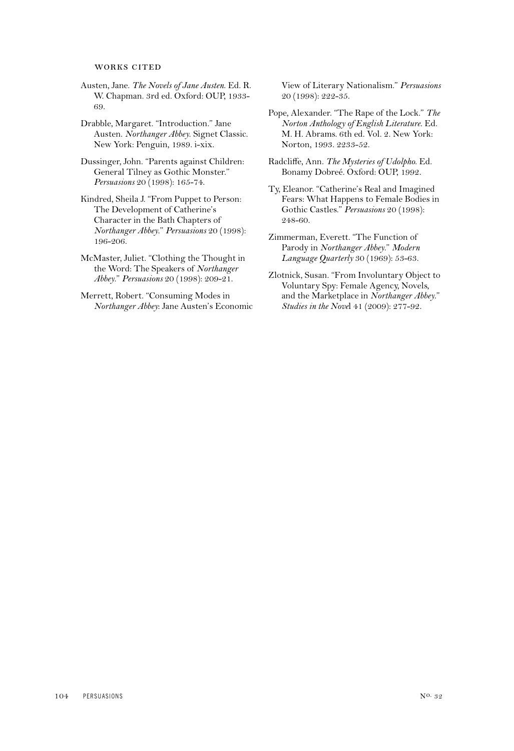## WORKS CITED

Austen, Jane. *The Novels of Jane Austen*. Ed. R. W. Chapman. 3rd ed. Oxford: OUP, 1933-69.

Drabble, Margaret. "Introduction." Jane Austen. *Northanger Abbey*. Signet Classic. New York: Penguin, 1989. i-xix.

Dussinger, John. "Parents against Children: General Tilney as Gothic Monster." *Persuasions* 20 (1998): 165-74.

Kindred, Sheila J. "From Puppet to Person: The Development of Catherine's Character in the Bath Chapters of *Northanger Abbey*." *Persuasions* 20 (1998): 196-206.

McMaster, Juliet. "Clothing the Thought in the Word: The Speakers of *Northanger Abbey*." *Persuasions* 20 (1998): 209-21.

Merrett, Robert. "Consuming Modes in *Northanger Abbey*: Jane Austen's Economic View of Literary Nationalism." *Persuasions* 20 (1998): 222-35.

Pope, Alexander. "The Rape of the Lock." *The Norton Anthology of English Literature*. Ed. M. H. Abrams. 6th ed. Vol. 2. New York: Norton, 1993. 2233-52.

Radcliffe, Ann. *The Mysteries of Udolpho*. Ed. Bonamy Dobreé. Oxford: OUP, 1992.

Ty, Eleanor. "Catherine's Real and Imagined Fears: What Happens to Female Bodies in Gothic Castles." *Persuasions* 20 (1998): 248-60.

Zimmerman, Everett. "The Function of Parody in *Northanger Abbey*." *Modern Language Quarterly* 30 (1969): 53-63.

Zlotnick, Susan. "From Involuntary Object to Voluntary Spy: Female Agency, Novels, and the Marketplace in *Northanger Abbey*." *Studies in the Novel* 41 (2009): 277-92.